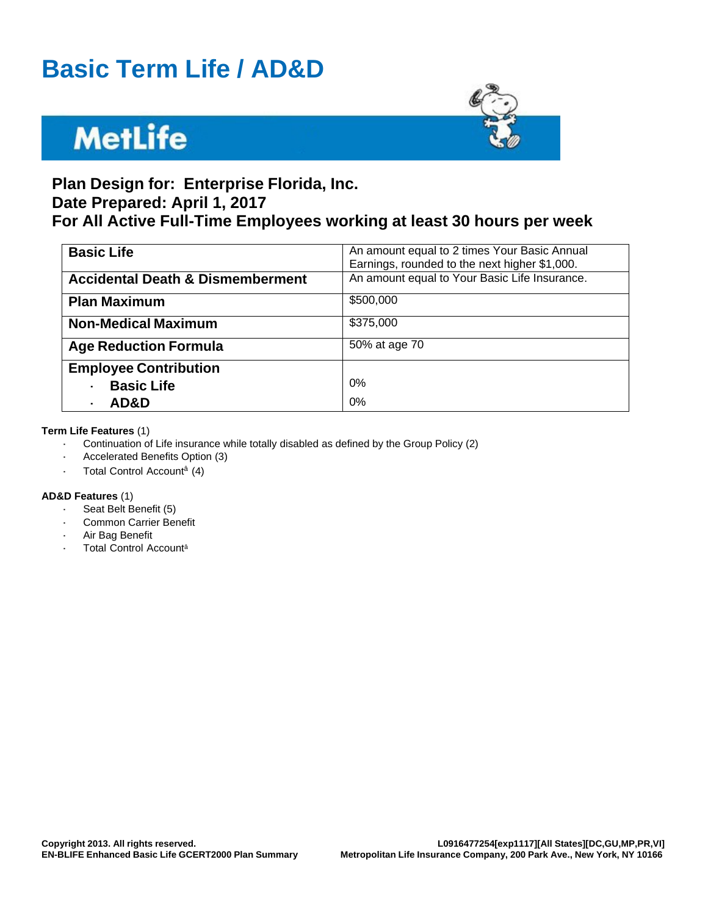# Basic Term Life / AD&D

MetLife

**Plan Design for: Enterprise Florida, Inc.**
**Date Prepared: April 1, 2017**
**For All Active Full-Time Employees working at least 30 hours per week**

| | |
|---|---|
| **Basic Life** | An amount equal to 2 times Your Basic Annual Earnings, rounded to the next higher $1,000. |
| **Accidental Death & Dismemberment** | An amount equal to Your Basic Life Insurance. |
| **Plan Maximum** | $500,000 |
| **Non-Medical Maximum** | $375,000 |
| **Age Reduction Formula** | 50% at age 70 |
| **Employee Contribution** | |
| · **Basic Life** | 0% |
| · **AD&D** | 0% |

**Term Life Features** (1)

- Continuation of Life insurance while totally disabled as defined by the Group Policy (2)
- Accelerated Benefits Option (3)
- Total Control Accountª (4)

**AD&D Features** (1)

- Seat Belt Benefit (5)
- Common Carrier Benefit
- Air Bag Benefit
- Total Control Accountª

**Copyright 2013. All rights reserved.**
**EN-BLIFE Enhanced Basic Life GCERT2000 Plan Summary**

**L0916477254[exp1117][All States][DC,GU,MP,PR,VI]**
**Metropolitan Life Insurance Company, 200 Park Ave., New York, NY 10166**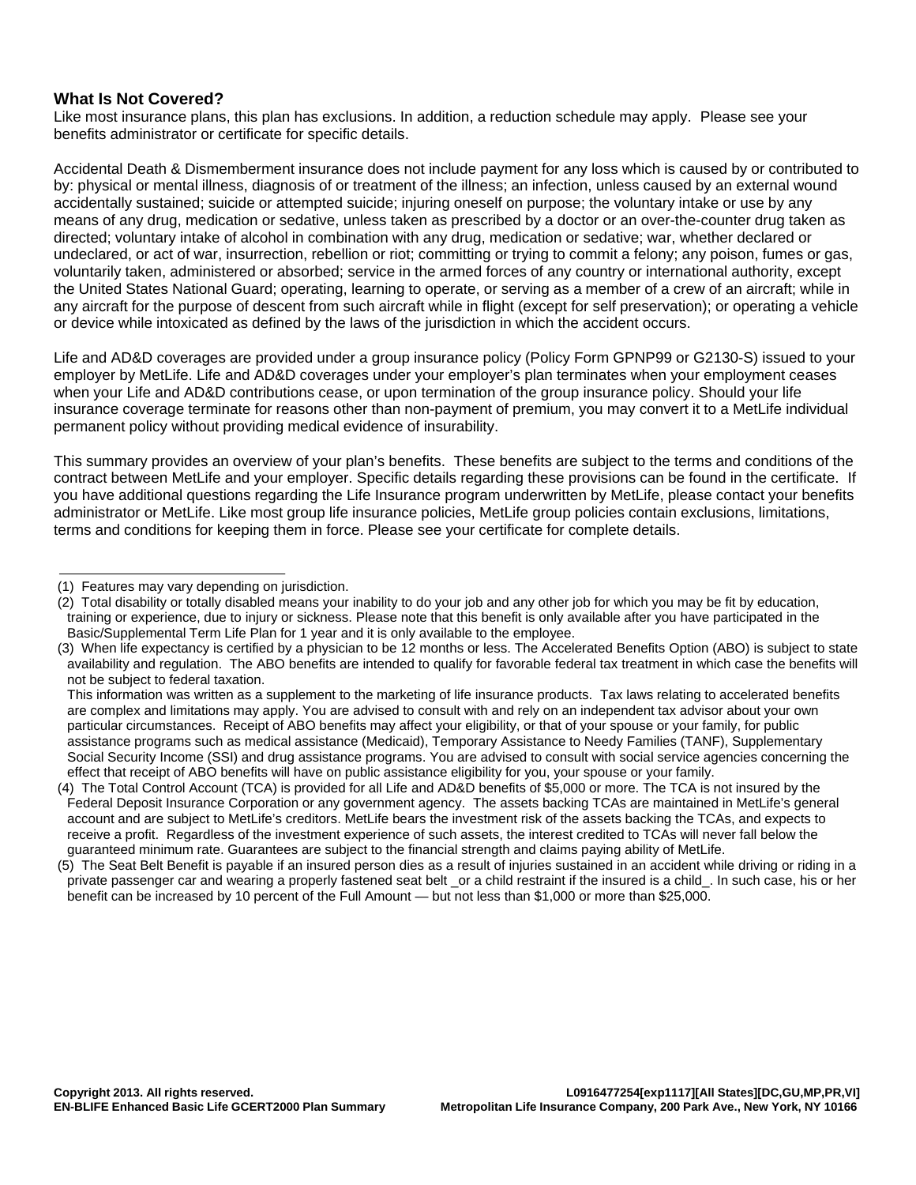### What Is Not Covered?

Like most insurance plans, this plan has exclusions. In addition, a reduction schedule may apply. Please see your benefits administrator or certificate for specific details.

Accidental Death & Dismemberment insurance does not include payment for any loss which is caused by or contributed to by: physical or mental illness, diagnosis of or treatment of the illness; an infection, unless caused by an external wound accidentally sustained; suicide or attempted suicide; injuring oneself on purpose; the voluntary intake or use by any means of any drug, medication or sedative, unless taken as prescribed by a doctor or an over-the-counter drug taken as directed; voluntary intake of alcohol in combination with any drug, medication or sedative; war, whether declared or undeclared, or act of war, insurrection, rebellion or riot; committing or trying to commit a felony; any poison, fumes or gas, voluntarily taken, administered or absorbed; service in the armed forces of any country or international authority, except the United States National Guard; operating, learning to operate, or serving as a member of a crew of an aircraft; while in any aircraft for the purpose of descent from such aircraft while in flight (except for self preservation); or operating a vehicle or device while intoxicated as defined by the laws of the jurisdiction in which the accident occurs.

Life and AD&D coverages are provided under a group insurance policy (Policy Form GPNP99 or G2130-S) issued to your employer by MetLife. Life and AD&D coverages under your employer's plan terminates when your employment ceases when your Life and AD&D contributions cease, or upon termination of the group insurance policy. Should your life insurance coverage terminate for reasons other than non-payment of premium, you may convert it to a MetLife individual permanent policy without providing medical evidence of insurability.

This summary provides an overview of your plan's benefits. These benefits are subject to the terms and conditions of the contract between MetLife and your employer. Specific details regarding these provisions can be found in the certificate. If you have additional questions regarding the Life Insurance program underwritten by MetLife, please contact your benefits administrator or MetLife. Like most group life insurance policies, MetLife group policies contain exclusions, limitations, terms and conditions for keeping them in force. Please see your certificate for complete details.

---

(1) Features may vary depending on jurisdiction.

(2) Total disability or totally disabled means your inability to do your job and any other job for which you may be fit by education, training or experience, due to injury or sickness. Please note that this benefit is only available after you have participated in the Basic/Supplemental Term Life Plan for 1 year and it is only available to the employee.

(3) When life expectancy is certified by a physician to be 12 months or less. The Accelerated Benefits Option (ABO) is subject to state availability and regulation. The ABO benefits are intended to qualify for favorable federal tax treatment in which case the benefits will not be subject to federal taxation.
This information was written as a supplement to the marketing of life insurance products. Tax laws relating to accelerated benefits are complex and limitations may apply. You are advised to consult with and rely on an independent tax advisor about your own particular circumstances. Receipt of ABO benefits may affect your eligibility, or that of your spouse or your family, for public assistance programs such as medical assistance (Medicaid), Temporary Assistance to Needy Families (TANF), Supplementary Social Security Income (SSI) and drug assistance programs. You are advised to consult with social service agencies concerning the effect that receipt of ABO benefits will have on public assistance eligibility for you, your spouse or your family.

(4) The Total Control Account (TCA) is provided for all Life and AD&D benefits of $5,000 or more. The TCA is not insured by the Federal Deposit Insurance Corporation or any government agency. The assets backing TCAs are maintained in MetLife's general account and are subject to MetLife's creditors. MetLife bears the investment risk of the assets backing the TCAs, and expects to receive a profit. Regardless of the investment experience of such assets, the interest credited to TCAs will never fall below the guaranteed minimum rate. Guarantees are subject to the financial strength and claims paying ability of MetLife.

(5) The Seat Belt Benefit is payable if an insured person dies as a result of injuries sustained in an accident while driving or riding in a private passenger car and wearing a properly fastened seat belt _or a child restraint if the insured is a child_. In such case, his or her benefit can be increased by 10 percent of the Full Amount — but not less than $1,000 or more than $25,000.

**Copyright 2013. All rights reserved.**
**EN-BLIFE Enhanced Basic Life GCERT2000 Plan Summary**

**L0916477254[exp1117][All States][DC,GU,MP,PR,VI]**
**Metropolitan Life Insurance Company, 200 Park Ave., New York, NY 10166**